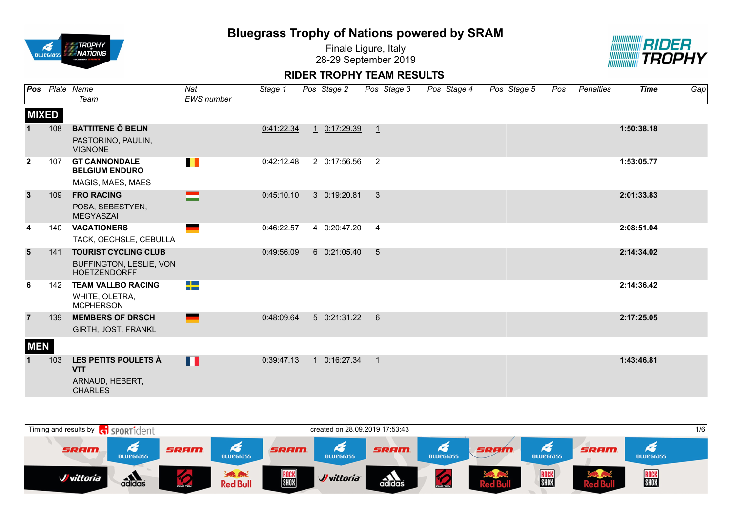# Bluegrass Trophy of Nations powered by SRAM

Finale Ligure, Italy
28-29 September 2019

## RIDER TROPHY TEAM RESULTS

| Pos | Plate | Name / Team | Nat / EWS number | Stage 1 | Pos | Stage 2 | Pos | Stage 3 | Pos | Stage 4 | Pos | Stage 5 | Pos | Penalties | Time | Gap |
|---|---|---|---|---|---|---|---|---|---|---|---|---|---|---|---|---|
| **MIXED** | | | | | | | | | | | | | | | | |
| **1** | 108 | **BATTITENE Ö BELIN** PASTORINO, PAULIN, VIGNONE | | 0:41:22.34 | 1 | 0:17:29.39 | 1 | | | | | | | | **1:50:38.18** | |
| **2** | 107 | **GT CANNONDALE BELGIUM ENDURO** MAGIS, MAES, MAES | | 0:42:12.48 | 2 | 0:17:56.56 | 2 | | | | | | | | **1:53:05.77** | |
| **3** | 109 | **FRO RACING** POSA, SEBESTYEN, MEGYASZAI | | 0:45:10.10 | 3 | 0:19:20.81 | 3 | | | | | | | | **2:01:33.83** | |
| **4** | 140 | **VACATIONERS** TACK, OECHSLE, CEBULLA | | 0:46:22.57 | 4 | 0:20:47.20 | 4 | | | | | | | | **2:08:51.04** | |
| **5** | 141 | **TOURIST CYCLING CLUB** BUFFINGTON, LESLIE, VON HOETZENDORFF | | 0:49:56.09 | 6 | 0:21:05.40 | 5 | | | | | | | | **2:14:34.02** | |
| **6** | 142 | **TEAM VALLBO RACING** WHITE, OLETRA, MCPHERSON | | | | | | | | | | | | | **2:14:36.42** | |
| **7** | 139 | **MEMBERS OF DRSCH** GIRTH, JOST, FRANKL | | 0:48:09.64 | 5 | 0:21:31.22 | 6 | | | | | | | | **2:17:25.05** | |
| **MEN** | | | | | | | | | | | | | | | | |
| **1** | 103 | **LES PETITS POULETS À VTT** ARNAUD, HEBERT, CHARLES | | 0:39:47.13 | 1 | 0:16:27.34 | 1 | | | | | | | | **1:43:46.81** | |

Timing and results by SPORTident

created on 28.09.2019 17:53:43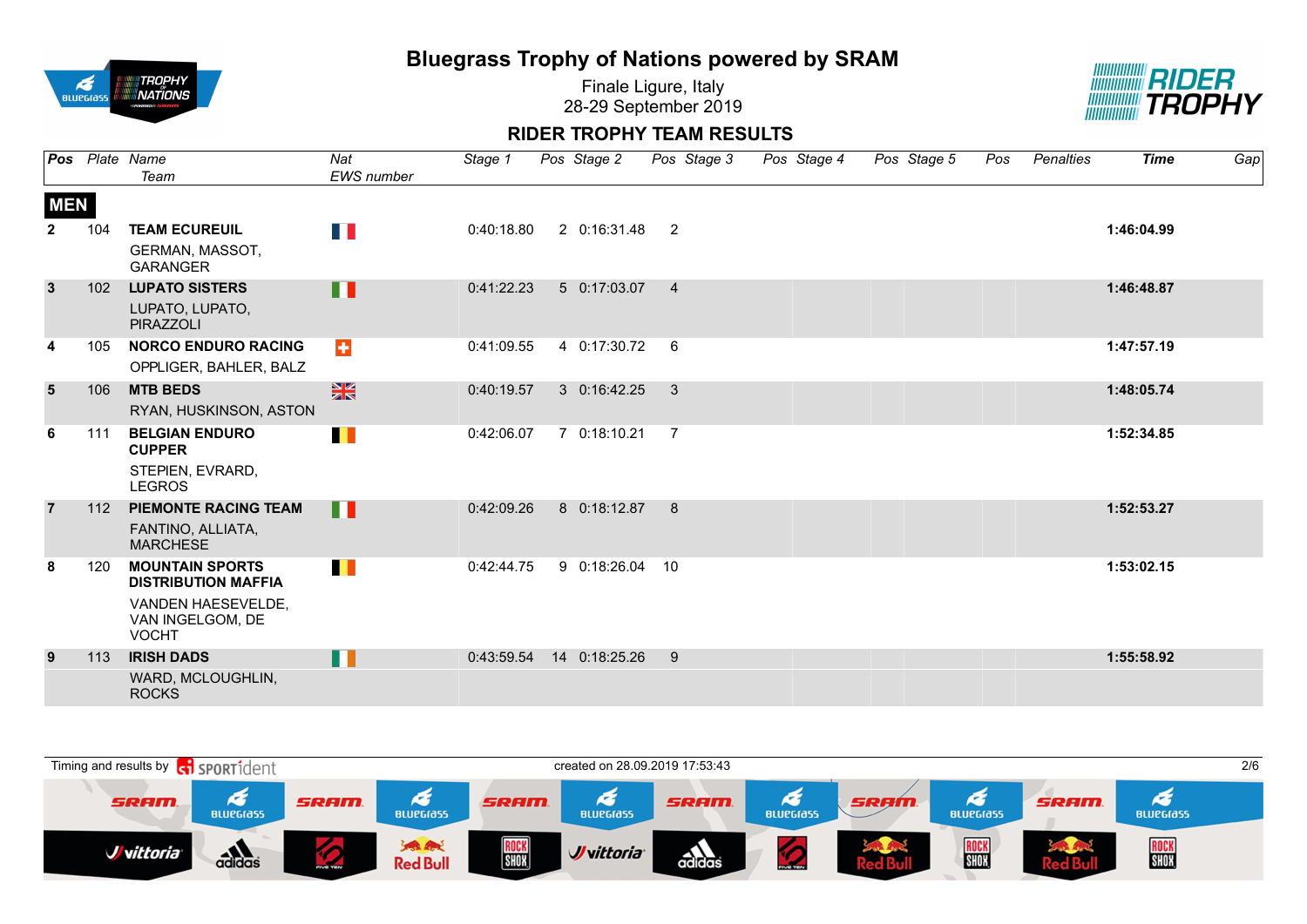# Bluegrass Trophy of Nations powered by SRAM

Finale Ligure, Italy
28-29 September 2019

## RIDER TROPHY TEAM RESULTS

| Pos | Plate | Name / Team | Nat / EWS number | Stage 1 | Pos | Stage 2 | Pos | Stage 3 | Pos | Stage 4 | Pos | Stage 5 | Pos | Penalties | Time | Gap |
|---|---|---|---|---|---|---|---|---|---|---|---|---|---|---|---|---|
| **MEN** | | | | | | | | | | | | | | | | |
| 2 | 104 | **TEAM ECUREUIL**<br>GERMAN, MASSOT, GARANGER | FRA | 0:40:18.80 | 2 | 0:16:31.48 | 2 | | | | | | | | **1:46:04.99** | |
| 3 | 102 | **LUPATO SISTERS**<br>LUPATO, LUPATO, PIRAZZOLI | ITA | 0:41:22.23 | 5 | 0:17:03.07 | 4 | | | | | | | | **1:46:48.87** | |
| 4 | 105 | **NORCO ENDURO RACING**<br>OPPLIGER, BAHLER, BALZ | SUI | 0:41:09.55 | 4 | 0:17:30.72 | 6 | | | | | | | | **1:47:57.19** | |
| 5 | 106 | **MTB BEDS**<br>RYAN, HUSKINSON, ASTON | GBR | 0:40:19.57 | 3 | 0:16:42.25 | 3 | | | | | | | | **1:48:05.74** | |
| 6 | 111 | **BELGIAN ENDURO CUPPER**<br>STEPIEN, EVRARD, LEGROS | BEL | 0:42:06.07 | 7 | 0:18:10.21 | 7 | | | | | | | | **1:52:34.85** | |
| 7 | 112 | **PIEMONTE RACING TEAM**<br>FANTINO, ALLIATA, MARCHESE | ITA | 0:42:09.26 | 8 | 0:18:12.87 | 8 | | | | | | | | **1:52:53.27** | |
| 8 | 120 | **MOUNTAIN SPORTS DISTRIBUTION MAFFIA**<br>VANDEN HAESEVELDE, VAN INGELGOM, DE VOCHT | BEL | 0:42:44.75 | 9 | 0:18:26.04 | 10 | | | | | | | | **1:53:02.15** | |
| 9 | 113 | **IRISH DADS**<br>WARD, MCLOUGHLIN, ROCKS | IRL | 0:43:59.54 | 14 | 0:18:25.26 | 9 | | | | | | | | **1:55:58.92** | |

Timing and results by SPORTident

created on 28.09.2019 17:53:43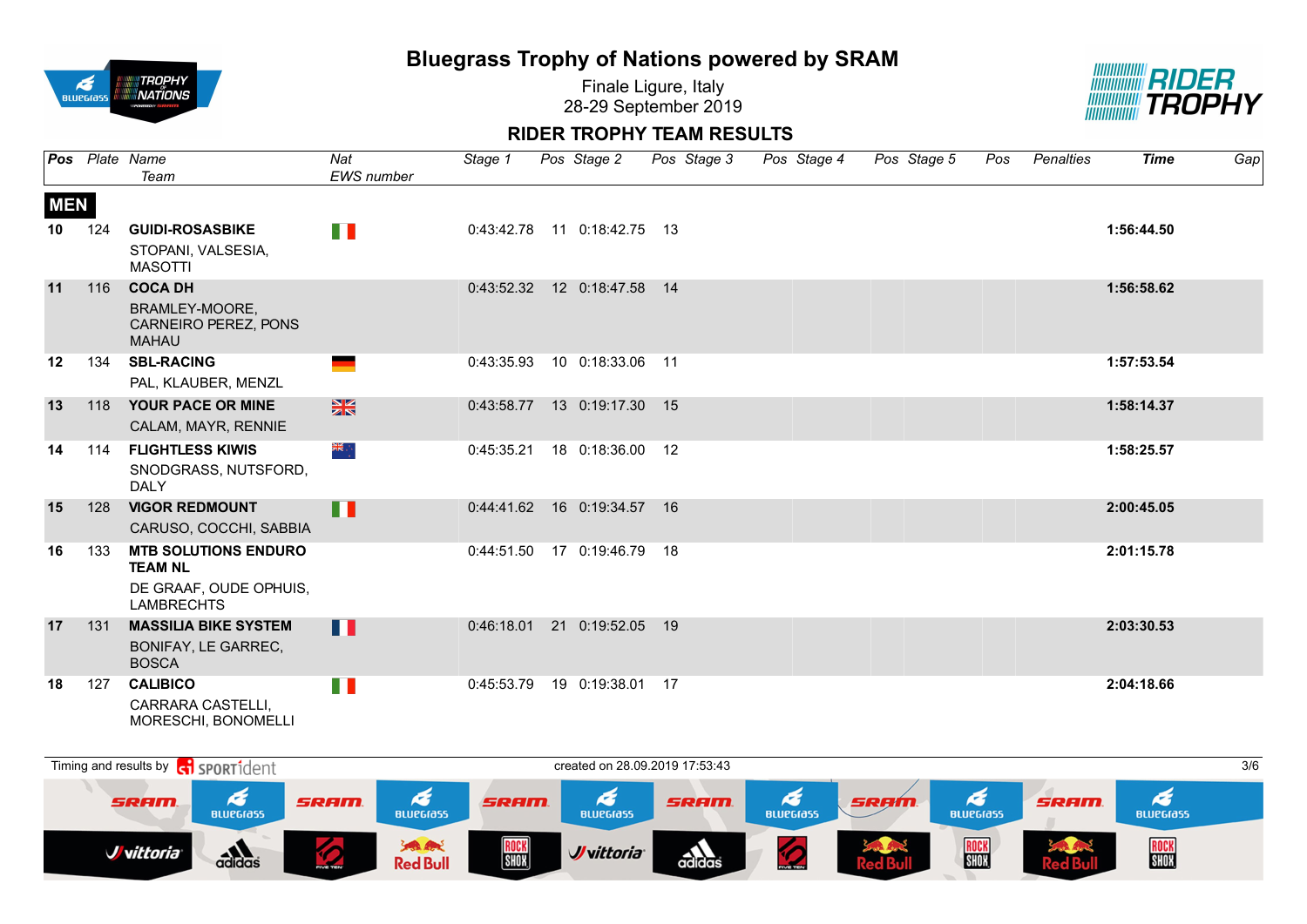# Bluegrass Trophy of Nations powered by SRAM

Finale Ligure, Italy
28-29 September 2019

## RIDER TROPHY TEAM RESULTS

| Pos | Plate | Name / Team | Nat / EWS number | Stage 1 | Pos | Stage 2 | Pos | Stage 3 | Pos | Stage 4 | Pos | Stage 5 | Pos | Penalties | Time | Gap |
|---|---|---|---|---|---|---|---|---|---|---|---|---|---|---|---|---|
| **MEN** | | | | | | | | | | | | | | | | |
| **10** | 124 | **GUIDI-ROSASBIKE**<br>STOPANI, VALSESIA, MASOTTI | ITA | 0:43:42.78 | 11 | 0:18:42.75 | 13 | | | | | | | | **1:56:44.50** | |
| **11** | 116 | **COCA DH**<br>BRAMLEY-MOORE, CARNEIRO PEREZ, PONS MAHAU | | 0:43:52.32 | 12 | 0:18:47.58 | 14 | | | | | | | | **1:56:58.62** | |
| **12** | 134 | **SBL-RACING**<br>PAL, KLAUBER, MENZL | GER | 0:43:35.93 | 10 | 0:18:33.06 | 11 | | | | | | | | **1:57:53.54** | |
| **13** | 118 | **YOUR PACE OR MINE**<br>CALAM, MAYR, RENNIE | GBR | 0:43:58.77 | 13 | 0:19:17.30 | 15 | | | | | | | | **1:58:14.37** | |
| **14** | 114 | **FLIGHTLESS KIWIS**<br>SNODGRASS, NUTSFORD, DALY | NZL | 0:45:35.21 | 18 | 0:18:36.00 | 12 | | | | | | | | **1:58:25.57** | |
| **15** | 128 | **VIGOR REDMOUNT**<br>CARUSO, COCCHI, SABBIA | ITA | 0:44:41.62 | 16 | 0:19:34.57 | 16 | | | | | | | | **2:00:45.05** | |
| **16** | 133 | **MTB SOLUTIONS ENDURO TEAM NL**<br>DE GRAAF, OUDE OPHUIS, LAMBRECHTS | | 0:44:51.50 | 17 | 0:19:46.79 | 18 | | | | | | | | **2:01:15.78** | |
| **17** | 131 | **MASSILIA BIKE SYSTEM**<br>BONIFAY, LE GARREC, BOSCA | FRA | 0:46:18.01 | 21 | 0:19:52.05 | 19 | | | | | | | | **2:03:30.53** | |
| **18** | 127 | **CALIBICO**<br>CARRARA CASTELLI, MORESCHI, BONOMELLI | ITA | 0:45:53.79 | 19 | 0:19:38.01 | 17 | | | | | | | | **2:04:18.66** | |

Timing and results by SPORTident — created on 28.09.2019 17:53:43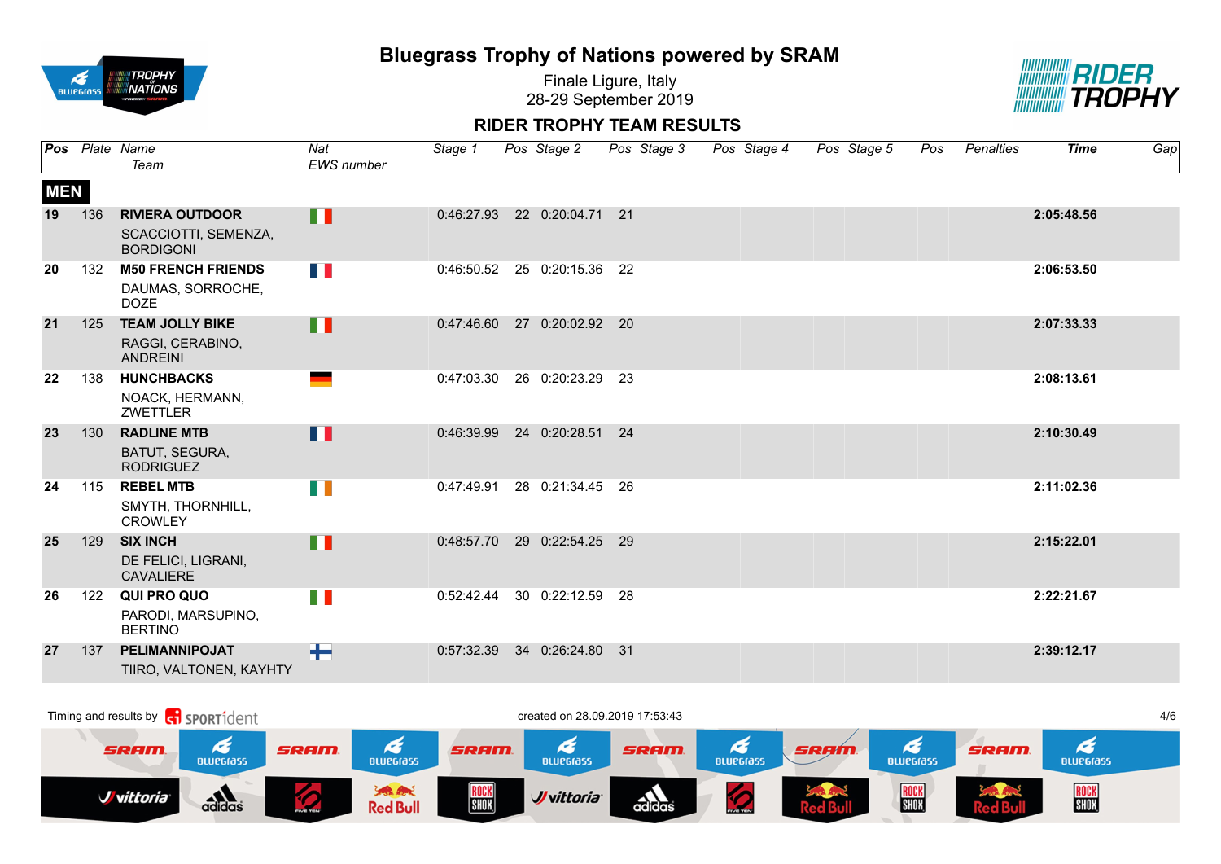# Bluegrass Trophy of Nations powered by SRAM

Finale Ligure, Italy
28-29 September 2019

## RIDER TROPHY TEAM RESULTS

| Pos | Plate | Name / Team | Nat / EWS number | Stage 1 | Pos | Stage 2 | Pos | Stage 3 | Pos | Stage 4 | Pos | Stage 5 | Pos | Penalties | Time | Gap |
|---|---|---|---|---|---|---|---|---|---|---|---|---|---|---|---|---|
| **MEN** | | | | | | | | | | | | | | | | |
| 19 | 136 | **RIVIERA OUTDOOR** SCACCIOTTI, SEMENZA, BORDIGONI | ITA | 0:46:27.93 | 22 | 0:20:04.71 | 21 | | | | | | | | **2:05:48.56** | |
| 20 | 132 | **M50 FRENCH FRIENDS** DAUMAS, SORROCHE, DOZE | FRA | 0:46:50.52 | 25 | 0:20:15.36 | 22 | | | | | | | | **2:06:53.50** | |
| 21 | 125 | **TEAM JOLLY BIKE** RAGGI, CERABINO, ANDREINI | ITA | 0:47:46.60 | 27 | 0:20:02.92 | 20 | | | | | | | | **2:07:33.33** | |
| 22 | 138 | **HUNCHBACKS** NOACK, HERMANN, ZWETTLER | GER | 0:47:03.30 | 26 | 0:20:23.29 | 23 | | | | | | | | **2:08:13.61** | |
| 23 | 130 | **RADLINE MTB** BATUT, SEGURA, RODRIGUEZ | FRA | 0:46:39.99 | 24 | 0:20:28.51 | 24 | | | | | | | | **2:10:30.49** | |
| 24 | 115 | **REBEL MTB** SMYTH, THORNHILL, CROWLEY | IRL | 0:47:49.91 | 28 | 0:21:34.45 | 26 | | | | | | | | **2:11:02.36** | |
| 25 | 129 | **SIX INCH** DE FELICI, LIGRANI, CAVALIERE | ITA | 0:48:57.70 | 29 | 0:22:54.25 | 29 | | | | | | | | **2:15:22.01** | |
| 26 | 122 | **QUI PRO QUO** PARODI, MARSUPINO, BERTINO | ITA | 0:52:42.44 | 30 | 0:22:12.59 | 28 | | | | | | | | **2:22:21.67** | |
| 27 | 137 | **PELIMANNIPOJAT** TIIRO, VALTONEN, KAYHTY | FIN | 0:57:32.39 | 34 | 0:26:24.80 | 31 | | | | | | | | **2:39:12.17** | |

Timing and results by SPORTident

created on 28.09.2019 17:53:43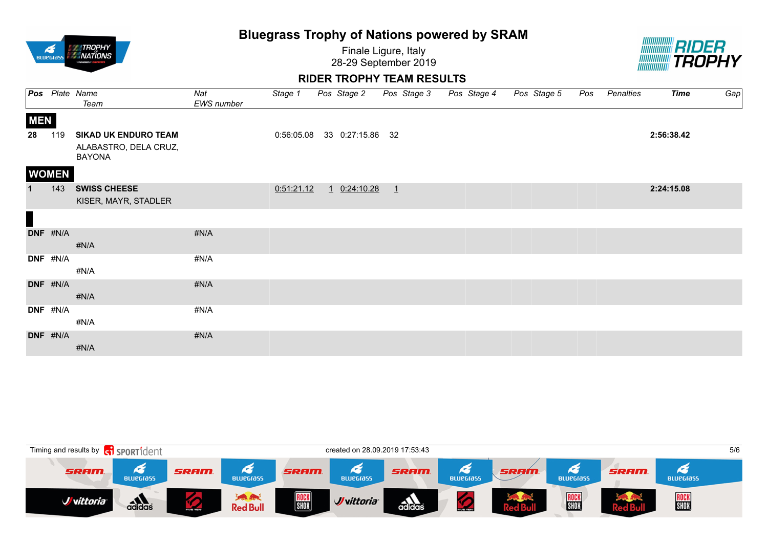# Bluegrass Trophy of Nations powered by SRAM

Finale Ligure, Italy
28-29 September 2019

## RIDER TROPHY TEAM RESULTS

| Pos | Plate | Name / Team | Nat / EWS number | Stage 1 | Pos | Stage 2 | Pos | Stage 3 | Pos | Stage 4 | Pos | Stage 5 | Pos | Penalties | Time | Gap |
|---|---|---|---|---|---|---|---|---|---|---|---|---|---|---|---|---|
| **MEN** | | | | | | | | | | | | | | | | |
| **28** | 119 | **SIKAD UK ENDURO TEAM** ALABASTRO, DELA CRUZ, BAYONA | | 0:56:05.08 | 33 | 0:27:15.86 | 32 | | | | | | | | **2:56:38.42** | |
| **WOMEN** | | | | | | | | | | | | | | | | |
| **1** | 143 | **SWISS CHEESE** KISER, MAYR, STADLER | | 0:51:21.12 | 1 | 0:24:10.28 | 1 | | | | | | | | **2:24:15.08** | |
| **DNF** | #N/A | #N/A | #N/A | | | | | | | | | | | | | |
| **DNF** | #N/A | #N/A | #N/A | | | | | | | | | | | | | |
| **DNF** | #N/A | #N/A | #N/A | | | | | | | | | | | | | |
| **DNF** | #N/A | #N/A | #N/A | | | | | | | | | | | | | |
| **DNF** | #N/A | #N/A | #N/A | | | | | | | | | | | | | |

Timing and results by SPORTident

created on 28.09.2019 17:53:43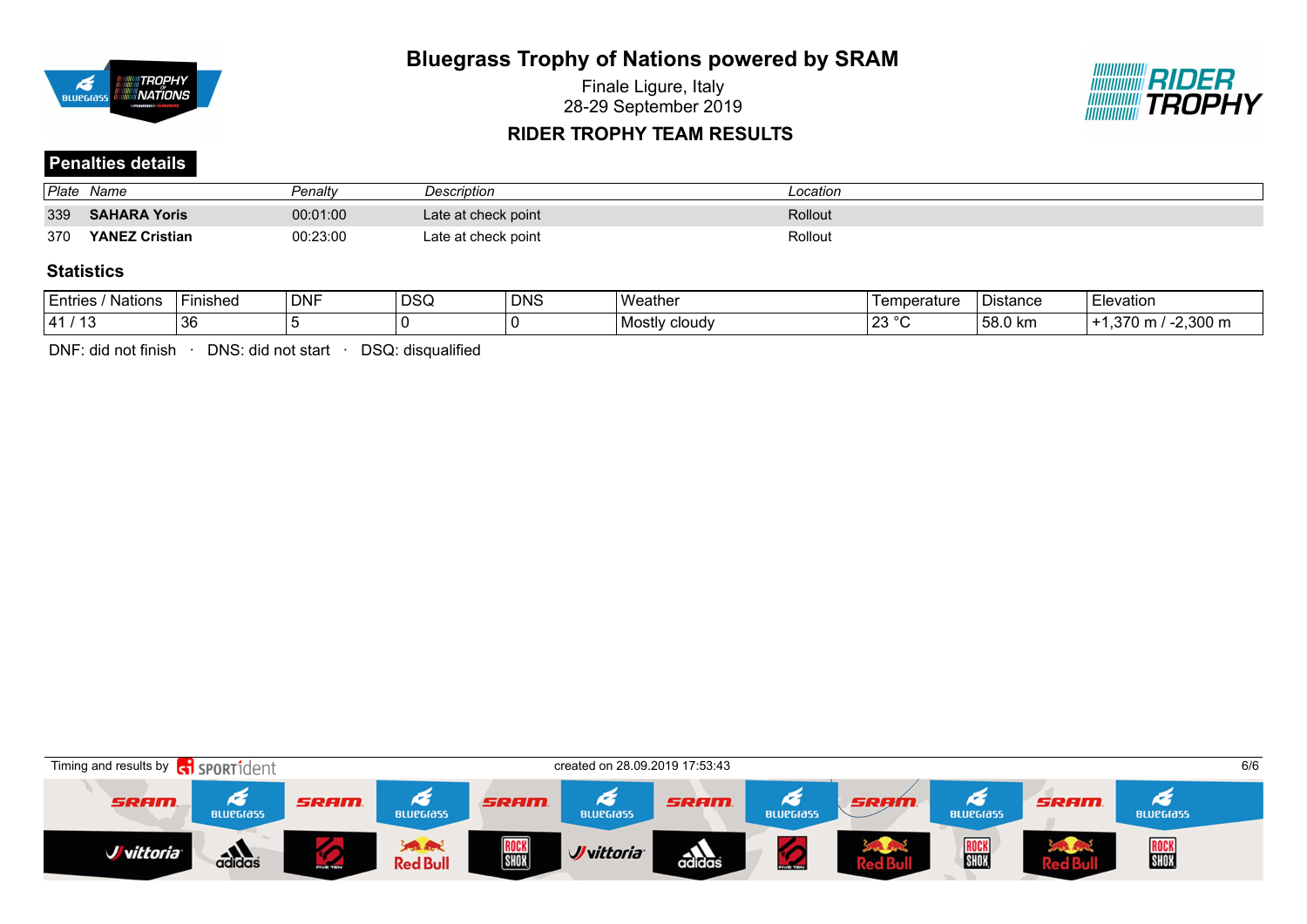# Bluegrass Trophy of Nations powered by SRAM

Finale Ligure, Italy
28-29 September 2019

## RIDER TROPHY TEAM RESULTS

### Penalties details

| Plate | Name | Penalty | Description | Location |
|---|---|---|---|---|
| 339 | **SAHARA Yoris** | 00:01:00 | Late at check point | Rollout |
| 370 | **YANEZ Cristian** | 00:23:00 | Late at check point | Rollout |

### Statistics

| Entries / Nations | Finished | DNF | DSQ | DNS | Weather | Temperature | Distance | Elevation |
|---|---|---|---|---|---|---|---|---|
| 41 / 13 | 36 | 5 | 0 | 0 | Mostly cloudy | 23 °C | 58.0 km | +1,370 m / -2,300 m |

DNF: did not finish · DNS: did not start · DSQ: disqualified

Timing and results by SPORTident

created on 28.09.2019 17:53:43